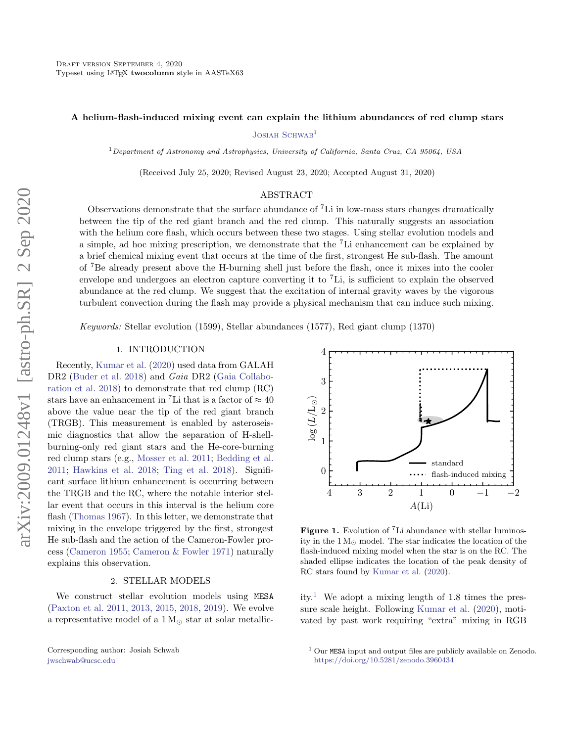# A helium-flash-induced mixing event can explain the lithium abundances of red clump stars

Josiah Schwab[1]

[1]Department of Astronomy and Astrophysics, University of California, Santa Cruz, CA 95064, USA

(Received July 25, 2020; Revised August 23, 2020; Accepted August 31, 2020)

## ABSTRACT

Observations demonstrate that the surface abundance of $^7$Li in low-mass stars changes dramatically between the tip of the red giant branch and the red clump. This naturally suggests an association with the helium core flash, which occurs between these two stages. Using stellar evolution models and a simple, ad hoc mixing prescription, we demonstrate that the $^7$Li enhancement can be explained by a brief chemical mixing event that occurs at the time of the first, strongest He sub-flash. The amount of $^7$Be already present above the H-burning shell just before the flash, once it mixes into the cooler envelope and undergoes an electron capture converting it to $^7$Li, is sufficient to explain the observed abundance at the red clump. We suggest that the excitation of internal gravity waves by the vigorous turbulent convection during the flash may provide a physical mechanism that can induce such mixing.

*Keywords:* Stellar evolution (1599), Stellar abundances (1577), Red giant clump (1370)

## 1. INTRODUCTION

Recently, Kumar et al. (2020) used data from GALAH DR2 (Buder et al. 2018) and *Gaia* DR2 (Gaia Collaboration et al. 2018) to demonstrate that red clump (RC) stars have an enhancement in $^7$Li that is a factor of $\approx 40$ above the value near the tip of the red giant branch (TRGB). This measurement is enabled by asteroseismic diagnostics that allow the separation of H-shell-burning-only red giant stars and the He-core-burning red clump stars (e.g., Mosser et al. 2011; Bedding et al. 2011; Hawkins et al. 2018; Ting et al. 2018). Significant surface lithium enhancement is occurring between the TRGB and the RC, where the notable interior stellar event that occurs in this interval is the helium core flash (Thomas 1967). In this letter, we demonstrate that mixing in the envelope triggered by the first, strongest He sub-flash and the action of the Cameron-Fowler process (Cameron 1955; Cameron & Fowler 1971) naturally explains this observation.

## 2. STELLAR MODELS

We construct stellar evolution models using MESA (Paxton et al. 2011, 2013, 2015, 2018, 2019). We evolve a representative model of a $1\,\mathrm{M}_\odot$ star at solar metallicity.[1] We adopt a mixing length of 1.8 times the pressure scale height. Following Kumar et al. (2020), motivated by past work requiring "extra" mixing in RGB

**Figure 1.** Evolution of $^7$Li abundance with stellar luminosity in the $1\,\mathrm{M}_\odot$ model. The star indicates the location of the flash-induced mixing model when the star is on the RC. The shaded ellipse indicates the location of the peak density of RC stars found by Kumar et al. (2020).

Corresponding author: Josiah Schwab
jwschwab@ucsc.edu

[1] Our MESA input and output files are publicly available on Zenodo. https://doi.org/10.5281/zenodo.3960434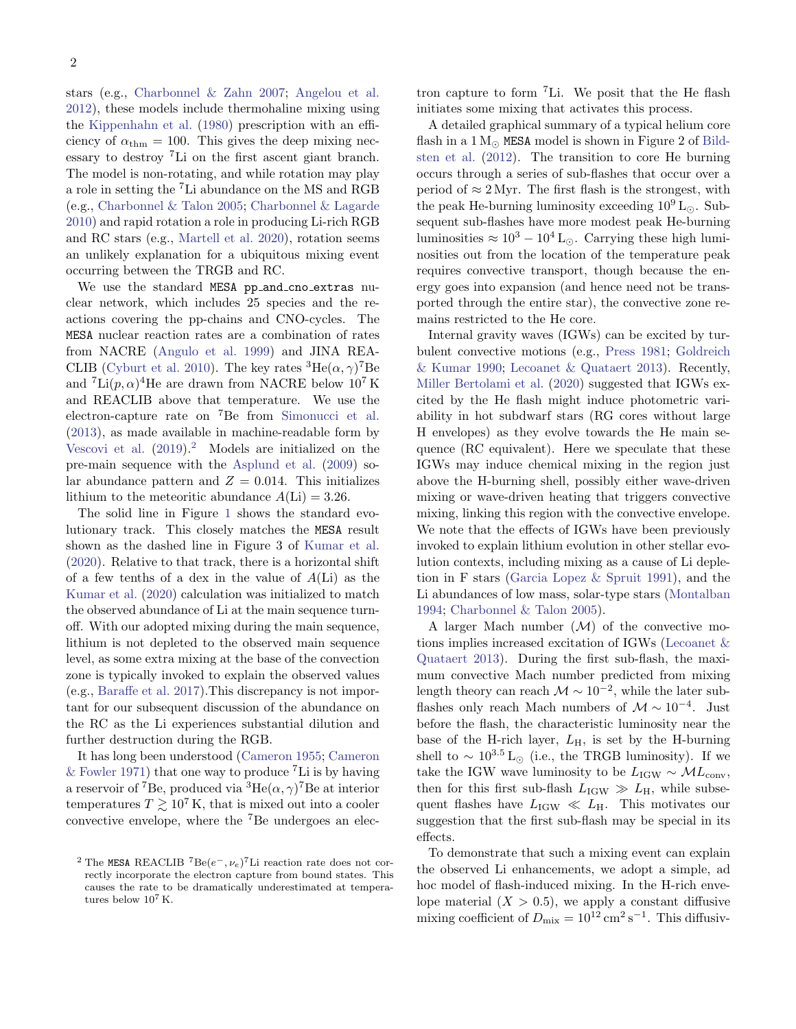stars (e.g., Charbonnel & Zahn 2007; Angelou et al. 2012), these models include thermohaline mixing using the Kippenhahn et al. (1980) prescription with an efficiency of $\alpha_{\rm thm} = 100$. This gives the deep mixing necessary to destroy $^7$Li on the first ascent giant branch. The model is non-rotating, and while rotation may play a role in setting the $^7$Li abundance on the MS and RGB (e.g., Charbonnel & Talon 2005; Charbonnel & Lagarde 2010) and rapid rotation a role in producing Li-rich RGB and RC stars (e.g., Martell et al. 2020), rotation seems an unlikely explanation for a ubiquitous mixing event occurring between the TRGB and RC.

We use the standard MESA pp_and_cno_extras nuclear network, which includes 25 species and the reactions covering the pp-chains and CNO-cycles. The MESA nuclear reaction rates are a combination of rates from NACRE (Angulo et al. 1999) and JINA REACLIB (Cyburt et al. 2010). The key rates $^3{\rm He}(\alpha,\gamma)^7{\rm Be}$ and $^7{\rm Li}(p,\alpha)^4{\rm He}$ are drawn from NACRE below $10^7$ K and REACLIB above that temperature. We use the electron-capture rate on $^7$Be from Simonucci et al. (2013), as made available in machine-readable form by Vescovi et al. (2019).[2] Models are initialized on the pre-main sequence with the Asplund et al. (2009) solar abundance pattern and $Z = 0.014$. This initializes lithium to the meteoritic abundance $A({\rm Li}) = 3.26$.

The solid line in Figure 1 shows the standard evolutionary track. This closely matches the MESA result shown as the dashed line in Figure 3 of Kumar et al. (2020). Relative to that track, there is a horizontal shift of a few tenths of a dex in the value of $A({\rm Li})$ as the Kumar et al. (2020) calculation was initialized to match the observed abundance of Li at the main sequence turnoff. With our adopted mixing during the main sequence, lithium is not depleted to the observed main sequence level, as some extra mixing at the base of the convection zone is typically invoked to explain the observed values (e.g., Baraffe et al. 2017).This discrepancy is not important for our subsequent discussion of the abundance on the RC as the Li experiences substantial dilution and further destruction during the RGB.

It has long been understood (Cameron 1955; Cameron & Fowler 1971) that one way to produce $^7$Li is by having a reservoir of $^7$Be, produced via $^3{\rm He}(\alpha,\gamma)^7{\rm Be}$ at interior temperatures $T \gtrsim 10^7$ K, that is mixed out into a cooler convective envelope, where the $^7$Be undergoes an electron capture to form $^7$Li. We posit that the He flash initiates some mixing that activates this process.

A detailed graphical summary of a typical helium core flash in a $1\,{\rm M}_\odot$ MESA model is shown in Figure 2 of Bildsten et al. (2012). The transition to core He burning occurs through a series of sub-flashes that occur over a period of $\approx 2$ Myr. The first flash is the strongest, with the peak He-burning luminosity exceeding $10^9\,{\rm L}_\odot$. Subsequent sub-flashes have more modest peak He-burning luminosities $\approx 10^3 - 10^4\,{\rm L}_\odot$. Carrying these high luminosities out from the location of the temperature peak requires convective transport, though because the energy goes into expansion (and hence need not be transported through the entire star), the convective zone remains restricted to the He core.

Internal gravity waves (IGWs) can be excited by turbulent convective motions (e.g., Press 1981; Goldreich & Kumar 1990; Lecoanet & Quataert 2013). Recently, Miller Bertolami et al. (2020) suggested that IGWs excited by the He flash might induce photometric variability in hot subdwarf stars (RG cores without large H envelopes) as they evolve towards the He main sequence (RC equivalent). Here we speculate that these IGWs may induce chemical mixing in the region just above the H-burning shell, possibly either wave-driven mixing or wave-driven heating that triggers convective mixing, linking this region with the convective envelope. We note that the effects of IGWs have been previously invoked to explain lithium evolution in other stellar evolution contexts, including mixing as a cause of Li depletion in F stars (Garcia Lopez & Spruit 1991), and the Li abundances of low mass, solar-type stars (Montalban 1994; Charbonnel & Talon 2005).

A larger Mach number ($\mathcal{M}$) of the convective motions implies increased excitation of IGWs (Lecoanet & Quataert 2013). During the first sub-flash, the maximum convective Mach number predicted from mixing length theory can reach $\mathcal{M} \sim 10^{-2}$, while the later sub-flashes only reach Mach numbers of $\mathcal{M} \sim 10^{-4}$. Just before the flash, the characteristic luminosity near the base of the H-rich layer, $L_{\rm H}$, is set by the H-burning shell to $\sim 10^{3.5}\,{\rm L}_\odot$ (i.e., the TRGB luminosity). If we take the IGW wave luminosity to be $L_{\rm IGW} \sim \mathcal{M} L_{\rm conv}$, then for this first sub-flash $L_{\rm IGW} \gg L_{\rm H}$, while subsequent flashes have $L_{\rm IGW} \ll L_{\rm H}$. This motivates our suggestion that the first sub-flash may be special in its effects.

To demonstrate that such a mixing event can explain the observed Li enhancements, we adopt a simple, ad hoc model of flash-induced mixing. In the H-rich envelope material ($X > 0.5$), we apply a constant diffusive mixing coefficient of $D_{\rm mix} = 10^{12}\,{\rm cm}^2\,{\rm s}^{-1}$. This diffusiv-

[2] The MESA REACLIB $^7{\rm Be}(e^-,\nu_e)^7{\rm Li}$ reaction rate does not correctly incorporate the electron capture from bound states. This causes the rate to be dramatically underestimated at temperatures below $10^7$ K.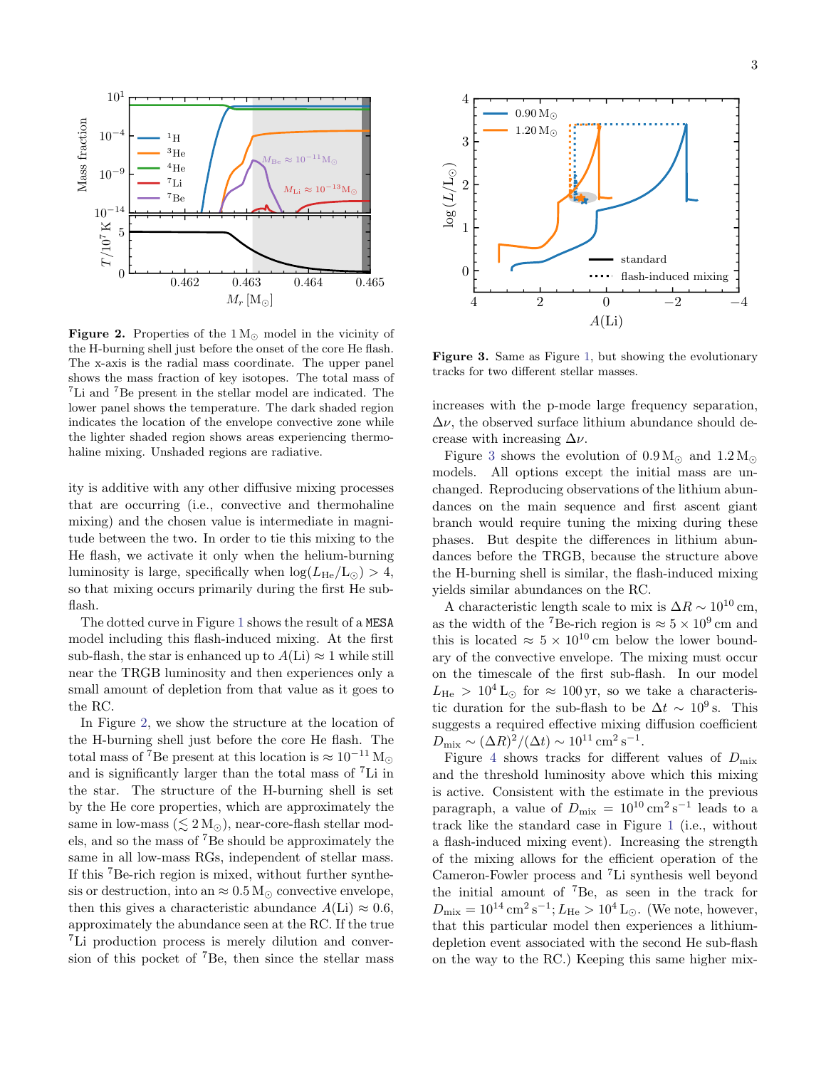**Figure 2.** Properties of the $1\,\mathrm{M}_\odot$ model in the vicinity of the H-burning shell just before the onset of the core He flash. The x-axis is the radial mass coordinate. The upper panel shows the mass fraction of key isotopes. The total mass of $^7$Li and $^7$Be present in the stellar model are indicated. The lower panel shows the temperature. The dark shaded region indicates the location of the envelope convective zone while the lighter shaded region shows areas experiencing thermohaline mixing. Unshaded regions are radiative.

ity is additive with any other diffusive mixing processes that are occurring (i.e., convective and thermohaline mixing) and the chosen value is intermediate in magnitude between the two. In order to tie this mixing to the He flash, we activate it only when the helium-burning luminosity is large, specifically when $\log(L_{\rm He}/\mathrm{L}_\odot) > 4$, so that mixing occurs primarily during the first He subflash.

The dotted curve in Figure 1 shows the result of a `MESA` model including this flash-induced mixing. At the first sub-flash, the star is enhanced up to $A(\mathrm{Li}) \approx 1$ while still near the TRGB luminosity and then experiences only a small amount of depletion from that value as it goes to the RC.

In Figure 2, we show the structure at the location of the H-burning shell just before the core He flash. The total mass of $^7$Be present at this location is $\approx 10^{-11}\,\mathrm{M}_\odot$ and is significantly larger than the total mass of $^7$Li in the star. The structure of the H-burning shell is set by the He core properties, which are approximately the same in low-mass ($\lesssim 2\,\mathrm{M}_\odot$), near-core-flash stellar models, and so the mass of $^7$Be should be approximately the same in all low-mass RGs, independent of stellar mass. If this $^7$Be-rich region is mixed, without further synthesis or destruction, into an $\approx 0.5\,\mathrm{M}_\odot$ convective envelope, then this gives a characteristic abundance $A(\mathrm{Li}) \approx 0.6$, approximately the abundance seen at the RC. If the true $^7$Li production process is merely dilution and conversion of this pocket of $^7$Be, then since the stellar mass increases with the p-mode large frequency separation, $\Delta\nu$, the observed surface lithium abundance should decrease with increasing $\Delta\nu$.

**Figure 3.** Same as Figure 1, but showing the evolutionary tracks for two different stellar masses.

Figure 3 shows the evolution of $0.9\,\mathrm{M}_\odot$ and $1.2\,\mathrm{M}_\odot$ models. All options except the initial mass are unchanged. Reproducing observations of the lithium abundances on the main sequence and first ascent giant branch would require tuning the mixing during these phases. But despite the differences in lithium abundances before the TRGB, because the structure above the H-burning shell is similar, the flash-induced mixing yields similar abundances on the RC.

A characteristic length scale to mix is $\Delta R \sim 10^{10}\,\mathrm{cm}$, as the width of the $^7$Be-rich region is $\approx 5\times10^{9}\,\mathrm{cm}$ and this is located $\approx 5\times10^{10}\,\mathrm{cm}$ below the lower boundary of the convective envelope. The mixing must occur on the timescale of the first sub-flash. In our model $L_{\rm He} > 10^4\,\mathrm{L}_\odot$ for $\approx 100\,\mathrm{yr}$, so we take a characteristic duration for the sub-flash to be $\Delta t \sim 10^9\,\mathrm{s}$. This suggests a required effective mixing diffusion coefficient $D_{\rm mix} \sim (\Delta R)^2/(\Delta t) \sim 10^{11}\,\mathrm{cm^2\,s^{-1}}$.

Figure 4 shows tracks for different values of $D_{\rm mix}$ and the threshold luminosity above which this mixing is active. Consistent with the estimate in the previous paragraph, a value of $D_{\rm mix} = 10^{10}\,\mathrm{cm^2\,s^{-1}}$ leads to a track like the standard case in Figure 1 (i.e., without a flash-induced mixing event). Increasing the strength of the mixing allows for the efficient operation of the Cameron-Fowler process and $^7$Li synthesis well beyond the initial amount of $^7$Be, as seen in the track for $D_{\rm mix} = 10^{14}\,\mathrm{cm^2\,s^{-1}}$; $L_{\rm He} > 10^4\,\mathrm{L}_\odot$. (We note, however, that this particular model then experiences a lithium-depletion event associated with the second He sub-flash on the way to the RC.) Keeping this same higher mix-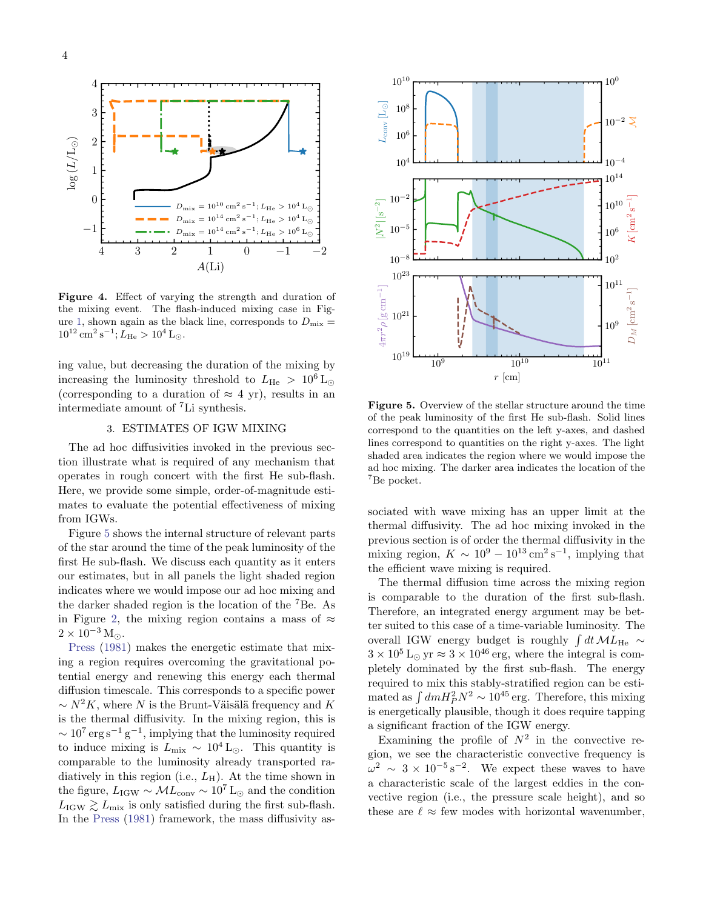**Figure 4.** Effect of varying the strength and duration of the mixing event. The flash-induced mixing case in Figure 1, shown again as the black line, corresponds to $D_{\rm mix} = 10^{12}\,{\rm cm^2\,s^{-1}}$; $L_{\rm He} > 10^4\,{\rm L_\odot}$.

ing value, but decreasing the duration of the mixing by increasing the luminosity threshold to $L_{\rm He} > 10^6\,{\rm L_\odot}$ (corresponding to a duration of $\approx 4$ yr), results in an intermediate amount of $^7$Li synthesis.

## 3. ESTIMATES OF IGW MIXING

The ad hoc diffusivities invoked in the previous section illustrate what is required of any mechanism that operates in rough concert with the first He sub-flash. Here, we provide some simple, order-of-magnitude estimates to evaluate the potential effectiveness of mixing from IGWs.

Figure 5 shows the internal structure of relevant parts of the star around the time of the peak luminosity of the first He sub-flash. We discuss each quantity as it enters our estimates, but in all panels the light shaded region indicates where we would impose our ad hoc mixing and the darker shaded region is the location of the $^7$Be. As in Figure 2, the mixing region contains a mass of $\approx 2 \times 10^{-3}\,{\rm M_\odot}$.

Press (1981) makes the energetic estimate that mixing a region requires overcoming the gravitational potential energy and renewing this energy each thermal diffusion timescale. This corresponds to a specific power $\sim N^2 K$, where $N$ is the Brunt-Väisälä frequency and $K$ is the thermal diffusivity. In the mixing region, this is $\sim 10^7\,{\rm erg\,s^{-1}\,g^{-1}}$, implying that the luminosity required to induce mixing is $L_{\rm mix} \sim 10^4\,{\rm L_\odot}$. This quantity is comparable to the luminosity already transported radiatively in this region (i.e., $L_{\rm H}$). At the time shown in the figure, $L_{\rm IGW} \sim \mathcal{M} L_{\rm conv} \sim 10^7\,{\rm L_\odot}$ and the condition $L_{\rm IGW} \gtrsim L_{\rm mix}$ is only satisfied during the first sub-flash. In the Press (1981) framework, the mass diffusivity associated with wave mixing has an upper limit at the thermal diffusivity. The ad hoc mixing invoked in the previous section is of order the thermal diffusivity in the mixing region, $K \sim 10^9 - 10^{13}\,{\rm cm^2\,s^{-1}}$, implying that the efficient wave mixing is required.

**Figure 5.** Overview of the stellar structure around the time of the peak luminosity of the first He sub-flash. Solid lines correspond to the quantities on the left y-axes, and dashed lines correspond to quantities on the right y-axes. The light shaded area indicates the region where we would impose the ad hoc mixing. The darker area indicates the location of the $^7$Be pocket.

The thermal diffusion time across the mixing region is comparable to the duration of the first sub-flash. Therefore, an integrated energy argument may be better suited to this case of a time-variable luminosity. The overall IGW energy budget is roughly $\int dt\, \mathcal{M} L_{\rm He} \sim 3 \times 10^5\,{\rm L_\odot\,yr} \approx 3 \times 10^{46}\,{\rm erg}$, where the integral is completely dominated by the first sub-flash. The energy required to mix this stably-stratified region can be estimated as $\int dm H_P^2 N^2 \sim 10^{45}\,{\rm erg}$. Therefore, this mixing is energetically plausible, though it does require tapping a significant fraction of the IGW energy.

Examining the profile of $N^2$ in the convective region, we see the characteristic convective frequency is $\omega^2 \sim 3 \times 10^{-5}\,{\rm s^{-2}}$. We expect these waves to have a characteristic scale of the largest eddies in the convective region (i.e., the pressure scale height), and so these are $\ell \approx$ few modes with horizontal wavenumber,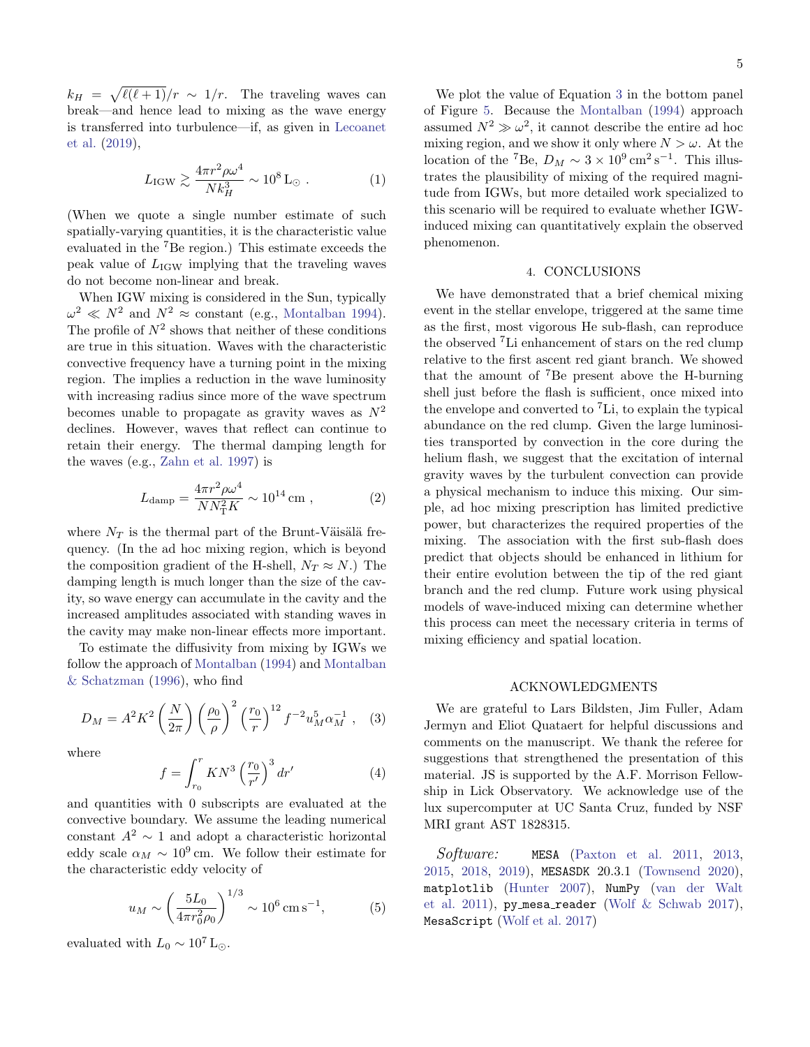$k_H = \sqrt{\ell(\ell+1)}/r \sim 1/r$. The traveling waves can break—and hence lead to mixing as the wave energy is transferred into turbulence—if, as given in Lecoanet et al. (2019),

$$L_{\rm IGW} \gtrsim \frac{4\pi r^2 \rho \omega^4}{N k_H^3} \sim 10^8\,{\rm L}_\odot \ . \tag{1}$$

(When we quote a single number estimate of such spatially-varying quantities, it is the characteristic value evaluated in the $^7$Be region.) This estimate exceeds the peak value of $L_{\rm IGW}$ implying that the traveling waves do not become non-linear and break.

When IGW mixing is considered in the Sun, typically $\omega^2 \ll N^2$ and $N^2 \approx$ constant (e.g., Montalban 1994). The profile of $N^2$ shows that neither of these conditions are true in this situation. Waves with the characteristic convective frequency have a turning point in the mixing region. The implies a reduction in the wave luminosity with increasing radius since more of the wave spectrum becomes unable to propagate as gravity waves as $N^2$ declines. However, waves that reflect can continue to retain their energy. The thermal damping length for the waves (e.g., Zahn et al. 1997) is

$$L_{\rm damp} = \frac{4\pi r^2 \rho \omega^4}{N N_{\rm T}^2 K} \sim 10^{14}\,{\rm cm} \ , \tag{2}$$

where $N_T$ is the thermal part of the Brunt-Väisälä frequency. (In the ad hoc mixing region, which is beyond the composition gradient of the H-shell, $N_T \approx N$.) The damping length is much longer than the size of the cavity, so wave energy can accumulate in the cavity and the increased amplitudes associated with standing waves in the cavity may make non-linear effects more important.

To estimate the diffusivity from mixing by IGWs we follow the approach of Montalban (1994) and Montalban & Schatzman (1996), who find

$$D_M = A^2 K^2 \left(\frac{N}{2\pi}\right) \left(\frac{\rho_0}{\rho}\right)^2 \left(\frac{r_0}{r}\right)^{12} f^{-2} u_M^5 \alpha_M^{-1} \ , \tag{3}$$

where

$$f = \int_{r_0}^{r} K N^3 \left(\frac{r_0}{r'}\right)^3 dr' \tag{4}$$

and quantities with 0 subscripts are evaluated at the convective boundary. We assume the leading numerical constant $A^2 \sim 1$ and adopt a characteristic horizontal eddy scale $\alpha_M \sim 10^9\,{\rm cm}$. We follow their estimate for the characteristic eddy velocity of

$$u_M \sim \left(\frac{5 L_0}{4\pi r_0^2 \rho_0}\right)^{1/3} \sim 10^6\,{\rm cm\,s^{-1}}, \tag{5}$$

evaluated with $L_0 \sim 10^7\,{\rm L}_\odot$.

We plot the value of Equation 3 in the bottom panel of Figure 5. Because the Montalban (1994) approach assumed $N^2 \gg \omega^2$, it cannot describe the entire ad hoc mixing region, and we show it only where $N > \omega$. At the location of the $^7$Be, $D_M \sim 3 \times 10^9\,{\rm cm^2\,s^{-1}}$. This illustrates the plausibility of mixing of the required magnitude from IGWs, but more detailed work specialized to this scenario will be required to evaluate whether IGW-induced mixing can quantitatively explain the observed phenomenon.

## 4. CONCLUSIONS

We have demonstrated that a brief chemical mixing event in the stellar envelope, triggered at the same time as the first, most vigorous He sub-flash, can reproduce the observed $^7$Li enhancement of stars on the red clump relative to the first ascent red giant branch. We showed that the amount of $^7$Be present above the H-burning shell just before the flash is sufficient, once mixed into the envelope and converted to $^7$Li, to explain the typical abundance on the red clump. Given the large luminosities transported by convection in the core during the helium flash, we suggest that the excitation of internal gravity waves by the turbulent convection can provide a physical mechanism to induce this mixing. Our simple, ad hoc mixing prescription has limited predictive power, but characterizes the required properties of the mixing. The association with the first sub-flash does predict that objects should be enhanced in lithium for their entire evolution between the tip of the red giant branch and the red clump. Future work using physical models of wave-induced mixing can determine whether this process can meet the necessary criteria in terms of mixing efficiency and spatial location.

## ACKNOWLEDGMENTS

We are grateful to Lars Bildsten, Jim Fuller, Adam Jermyn and Eliot Quataert for helpful discussions and comments on the manuscript. We thank the referee for suggestions that strengthened the presentation of this material. JS is supported by the A.F. Morrison Fellowship in Lick Observatory. We acknowledge use of the lux supercomputer at UC Santa Cruz, funded by NSF MRI grant AST 1828315.

*Software:* `MESA` (Paxton et al. 2011, 2013, 2015, 2018, 2019), `MESASDK` 20.3.1 (Townsend 2020), `matplotlib` (Hunter 2007), `NumPy` (van der Walt et al. 2011), `py_mesa_reader` (Wolf & Schwab 2017), `MesaScript` (Wolf et al. 2017)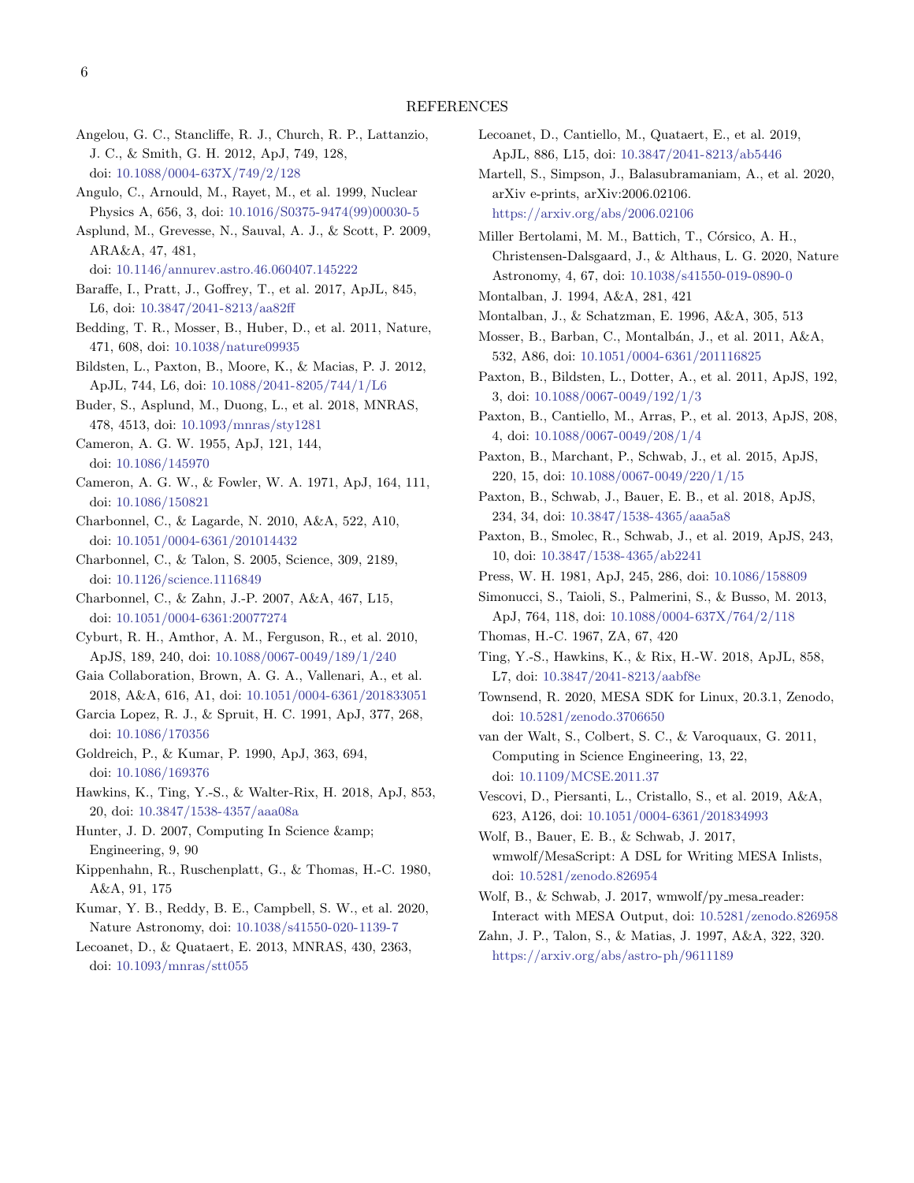## REFERENCES

Angelou, G. C., Stancliffe, R. J., Church, R. P., Lattanzio, J. C., & Smith, G. H. 2012, ApJ, 749, 128, doi: 10.1088/0004-637X/749/2/128

Angulo, C., Arnould, M., Rayet, M., et al. 1999, Nuclear Physics A, 656, 3, doi: 10.1016/S0375-9474(99)00030-5

Asplund, M., Grevesse, N., Sauval, A. J., & Scott, P. 2009, ARA&A, 47, 481, doi: 10.1146/annurev.astro.46.060407.145222

Baraffe, I., Pratt, J., Goffrey, T., et al. 2017, ApJL, 845, L6, doi: 10.3847/2041-8213/aa82ff

Bedding, T. R., Mosser, B., Huber, D., et al. 2011, Nature, 471, 608, doi: 10.1038/nature09935

Bildsten, L., Paxton, B., Moore, K., & Macias, P. J. 2012, ApJL, 744, L6, doi: 10.1088/2041-8205/744/1/L6

Buder, S., Asplund, M., Duong, L., et al. 2018, MNRAS, 478, 4513, doi: 10.1093/mnras/sty1281

Cameron, A. G. W. 1955, ApJ, 121, 144, doi: 10.1086/145970

Cameron, A. G. W., & Fowler, W. A. 1971, ApJ, 164, 111, doi: 10.1086/150821

Charbonnel, C., & Lagarde, N. 2010, A&A, 522, A10, doi: 10.1051/0004-6361/201014432

Charbonnel, C., & Talon, S. 2005, Science, 309, 2189, doi: 10.1126/science.1116849

Charbonnel, C., & Zahn, J.-P. 2007, A&A, 467, L15, doi: 10.1051/0004-6361:20077274

Cyburt, R. H., Amthor, A. M., Ferguson, R., et al. 2010, ApJS, 189, 240, doi: 10.1088/0067-0049/189/1/240

Gaia Collaboration, Brown, A. G. A., Vallenari, A., et al. 2018, A&A, 616, A1, doi: 10.1051/0004-6361/201833051

Garcia Lopez, R. J., & Spruit, H. C. 1991, ApJ, 377, 268, doi: 10.1086/170356

Goldreich, P., & Kumar, P. 1990, ApJ, 363, 694, doi: 10.1086/169376

Hawkins, K., Ting, Y.-S., & Walter-Rix, H. 2018, ApJ, 853, 20, doi: 10.3847/1538-4357/aaa08a

Hunter, J. D. 2007, Computing In Science &amp; Engineering, 9, 90

Kippenhahn, R., Ruschenplatt, G., & Thomas, H.-C. 1980, A&A, 91, 175

Kumar, Y. B., Reddy, B. E., Campbell, S. W., et al. 2020, Nature Astronomy, doi: 10.1038/s41550-020-1139-7

Lecoanet, D., & Quataert, E. 2013, MNRAS, 430, 2363, doi: 10.1093/mnras/stt055

Lecoanet, D., Cantiello, M., Quataert, E., et al. 2019, ApJL, 886, L15, doi: 10.3847/2041-8213/ab5446

Martell, S., Simpson, J., Balasubramaniam, A., et al. 2020, arXiv e-prints, arXiv:2006.02106. https://arxiv.org/abs/2006.02106

Miller Bertolami, M. M., Battich, T., Córsico, A. H., Christensen-Dalsgaard, J., & Althaus, L. G. 2020, Nature Astronomy, 4, 67, doi: 10.1038/s41550-019-0890-0

Montalban, J. 1994, A&A, 281, 421

Montalban, J., & Schatzman, E. 1996, A&A, 305, 513

Mosser, B., Barban, C., Montalbán, J., et al. 2011, A&A, 532, A86, doi: 10.1051/0004-6361/201116825

Paxton, B., Bildsten, L., Dotter, A., et al. 2011, ApJS, 192, 3, doi: 10.1088/0067-0049/192/1/3

Paxton, B., Cantiello, M., Arras, P., et al. 2013, ApJS, 208, 4, doi: 10.1088/0067-0049/208/1/4

Paxton, B., Marchant, P., Schwab, J., et al. 2015, ApJS, 220, 15, doi: 10.1088/0067-0049/220/1/15

Paxton, B., Schwab, J., Bauer, E. B., et al. 2018, ApJS, 234, 34, doi: 10.3847/1538-4365/aaa5a8

Paxton, B., Smolec, R., Schwab, J., et al. 2019, ApJS, 243, 10, doi: 10.3847/1538-4365/ab2241

Press, W. H. 1981, ApJ, 245, 286, doi: 10.1086/158809

Simonucci, S., Taioli, S., Palmerini, S., & Busso, M. 2013, ApJ, 764, 118, doi: 10.1088/0004-637X/764/2/118

Thomas, H.-C. 1967, ZA, 67, 420

Ting, Y.-S., Hawkins, K., & Rix, H.-W. 2018, ApJL, 858, L7, doi: 10.3847/2041-8213/aabf8e

Townsend, R. 2020, MESA SDK for Linux, 20.3.1, Zenodo, doi: 10.5281/zenodo.3706650

van der Walt, S., Colbert, S. C., & Varoquaux, G. 2011, Computing in Science Engineering, 13, 22, doi: 10.1109/MCSE.2011.37

Vescovi, D., Piersanti, L., Cristallo, S., et al. 2019, A&A, 623, A126, doi: 10.1051/0004-6361/201834993

Wolf, B., Bauer, E. B., & Schwab, J. 2017, wmwolf/MesaScript: A DSL for Writing MESA Inlists, doi: 10.5281/zenodo.826954

Wolf, B., & Schwab, J. 2017, wmwolf/py_mesa_reader: Interact with MESA Output, doi: 10.5281/zenodo.826958

Zahn, J. P., Talon, S., & Matias, J. 1997, A&A, 322, 320. https://arxiv.org/abs/astro-ph/9611189